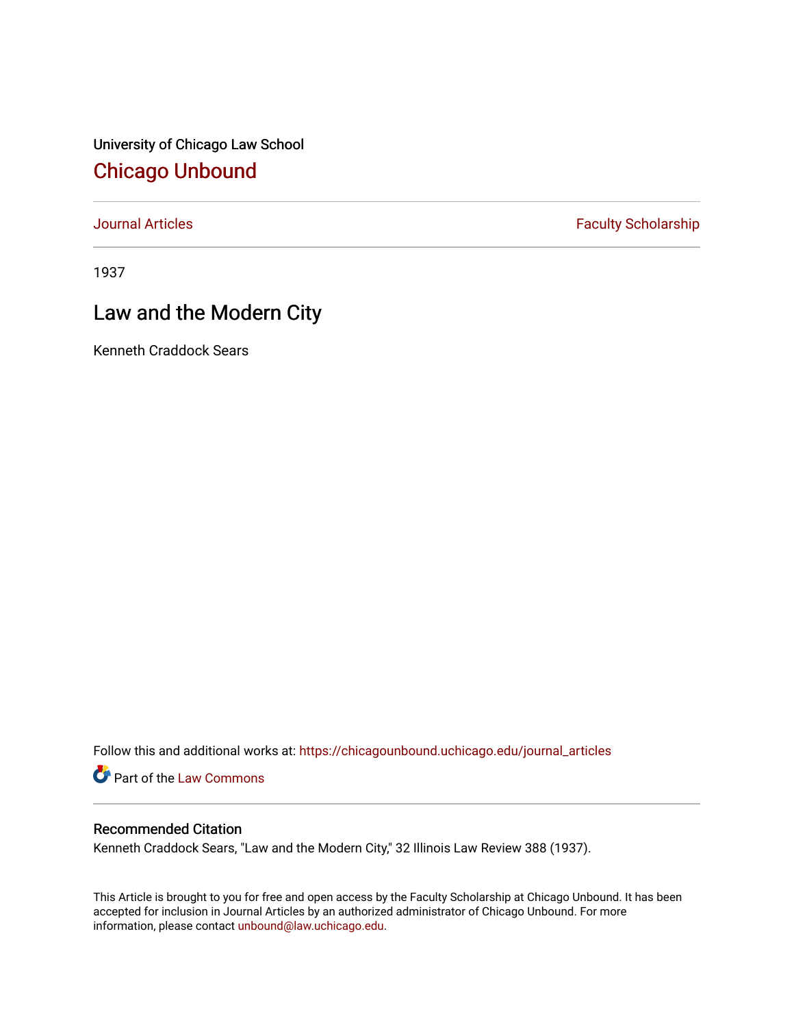University of Chicago Law School

# Chicago Unbound

Journal Articles | Faculty Scholarship

1937

## Law and the Modern City

Kenneth Craddock Sears

Follow this and additional works at: https://chicagounbound.uchicago.edu/journal_articles

Part of the Law Commons

### Recommended Citation

Kenneth Craddock Sears, "Law and the Modern City," 32 Illinois Law Review 388 (1937).

This Article is brought to you for free and open access by the Faculty Scholarship at Chicago Unbound. It has been accepted for inclusion in Journal Articles by an authorized administrator of Chicago Unbound. For more information, please contact unbound@law.uchicago.edu.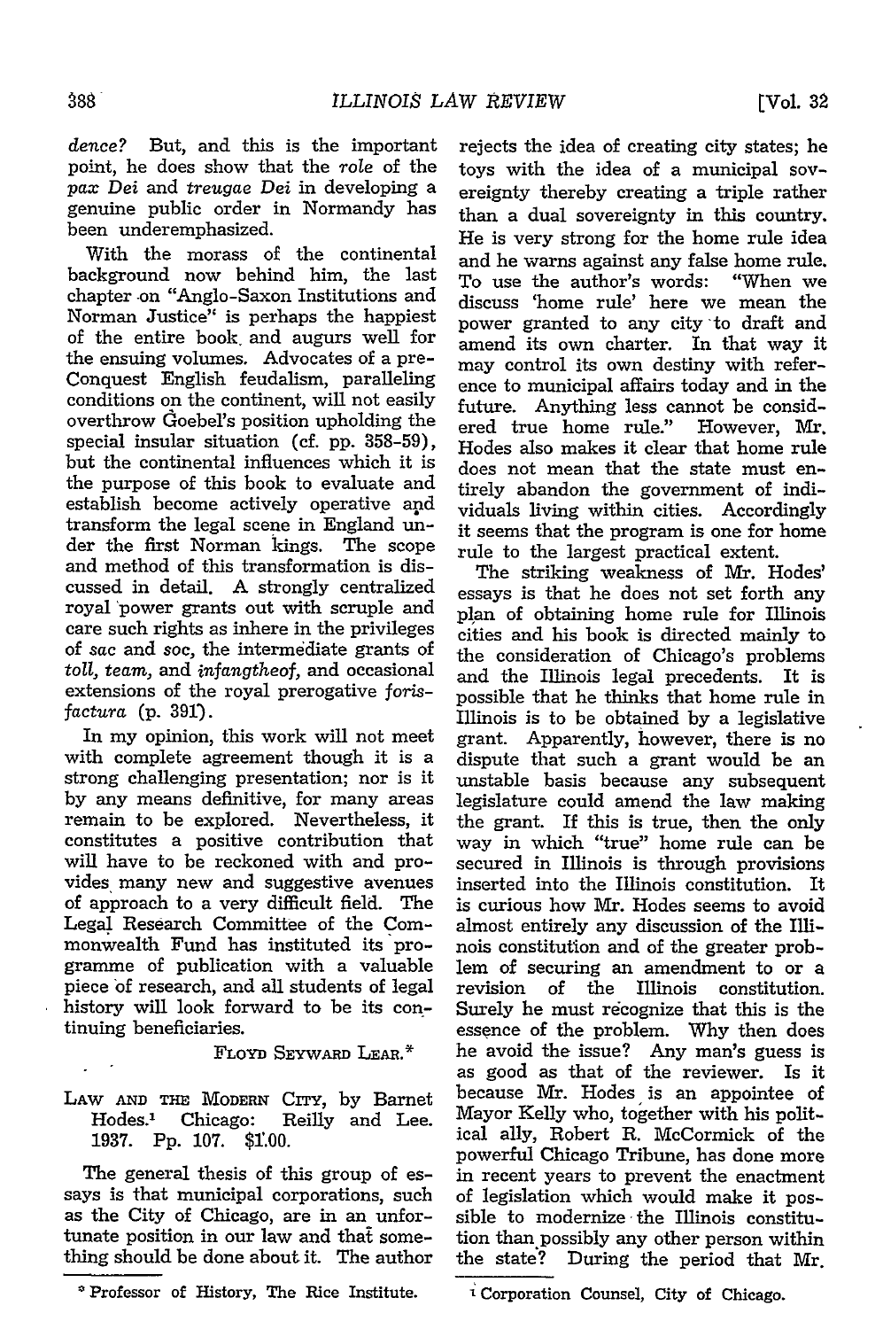*dence?* But, and this is the important point, he does show that the *role* of the *pax Dei* and *treugae Dei* in developing a genuine public order in Normandy has been underemphasized.

With the morass of the continental background now behind him, the last chapter on "Anglo-Saxon Institutions and Norman Justice" is perhaps the happiest of the entire book and augurs well for the ensuing volumes. Advocates of a pre-Conquest English feudalism, paralleling conditions on the continent, will not easily overthrow Goebel's position upholding the special insular situation (cf. pp. 358-59), but the continental influences which it is the purpose of this book to evaluate and establish become actively operative and transform the legal scene in England under the first Norman kings. The scope and method of this transformation is discussed in detail. A strongly centralized royal power grants out with scruple and care such rights as inhere in the privileges of *sac* and *soc*, the intermediate grants of *toll*, *team*, and *infangtheof*, and occasional extensions of the royal prerogative *forisfactura* (p. 391).

In my opinion, this work will not meet with complete agreement though it is a strong challenging presentation; nor is it by any means definitive, for many areas remain to be explored. Nevertheless, it constitutes a positive contribution that will have to be reckoned with and provides many new and suggestive avenues of approach to a very difficult field. The Legal Research Committee of the Commonwealth Fund has instituted its programme of publication with a valuable piece of research, and all students of legal history will look forward to be its continuing beneficiaries.

FLOYD SEYWARD LEAR.*

\* Professor of History, The Rice Institute.

LAW AND THE MODERN CITY, by Barnet Hodes.[1] Chicago: Reilly and Lee. 1937. Pp. 107. $1.00.

The general thesis of this group of essays is that municipal corporations, such as the City of Chicago, are in an unfortunate position in our law and that something should be done about it. The author rejects the idea of creating city states; he toys with the idea of a municipal sovereignty thereby creating a triple rather than a dual sovereignty in this country. He is very strong for the home rule idea and he warns against any false home rule. To use the author's words: "When we discuss 'home rule' here we mean the power granted to any city to draft and amend its own charter. In that way it may control its own destiny with reference to municipal affairs today and in the future. Anything less cannot be considered true home rule." However, Mr. Hodes also makes it clear that home rule does not mean that the state must entirely abandon the government of individuals living within cities. Accordingly it seems that the program is one for home rule to the largest practical extent.

The striking weakness of Mr. Hodes' essays is that he does not set forth any plan of obtaining home rule for Illinois cities and his book is directed mainly to the consideration of Chicago's problems and the Illinois legal precedents. It is possible that he thinks that home rule in Illinois is to be obtained by a legislative grant. Apparently, however, there is no dispute that such a grant would be an unstable basis because any subsequent legislature could amend the law making the grant. If this is true, then the only way in which "true" home rule can be secured in Illinois is through provisions inserted into the Illinois constitution. It is curious how Mr. Hodes seems to avoid almost entirely any discussion of the Illinois constitution and of the greater problem of securing an amendment to or a revision of the Illinois constitution. Surely he must recognize that this is the essence of the problem. Why then does he avoid the issue? Any man's guess is as good as that of the reviewer. Is it because Mr. Hodes is an appointee of Mayor Kelly who, together with his political ally, Robert R. McCormick of the powerful Chicago Tribune, has done more in recent years to prevent the enactment of legislation which would make it possible to modernize the Illinois constitution than possibly any other person within the state? During the period that Mr.

[1] Corporation Counsel, City of Chicago.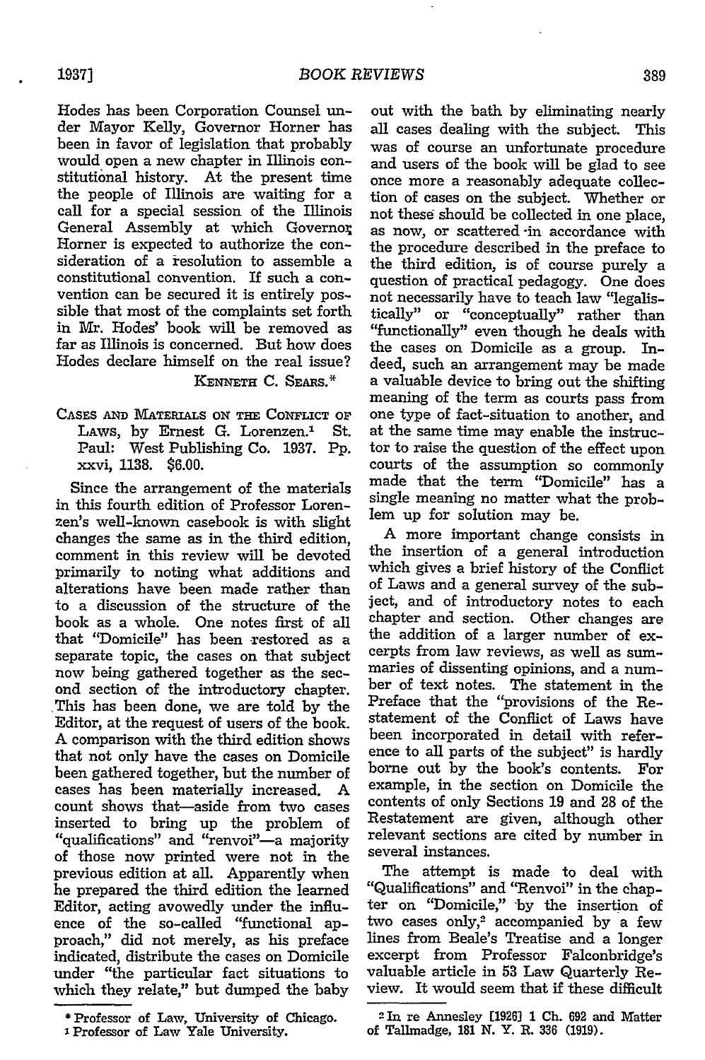Hodes has been Corporation Counsel under Mayor Kelly, Governor Horner has been in favor of legislation that probably would open a new chapter in Illinois constitutional history. At the present time the people of Illinois are waiting for a call for a special session of the Illinois General Assembly at which Governor Horner is expected to authorize the consideration of a resolution to assemble a constitutional convention. If such a convention can be secured it is entirely possible that most of the complaints set forth in Mr. Hodes' book will be removed as far as Illinois is concerned. But how does Hodes declare himself on the real issue?

KENNETH C. SEARS.*

CASES AND MATERIALS ON THE CONFLICT OF LAWS, by Ernest G. Lorenzen.[1] St. Paul: West Publishing Co. 1937. Pp. xxvi, 1138. $6.00.

Since the arrangement of the materials in this fourth edition of Professor Lorenzen's well-known casebook is with slight changes the same as in the third edition, comment in this review will be devoted primarily to noting what additions and alterations have been made rather than to a discussion of the structure of the book as a whole. One notes first of all that "Domicile" has been restored as a separate topic, the cases on that subject now being gathered together as the second section of the introductory chapter. This has been done, we are told by the Editor, at the request of users of the book. A comparison with the third edition shows that not only have the cases on Domicile been gathered together, but the number of cases has been materially increased. A count shows that—aside from two cases inserted to bring up the problem of "qualifications" and "renvoi"—a majority of those now printed were not in the previous edition at all. Apparently when he prepared the third edition the learned Editor, acting avowedly under the influence of the so-called "functional approach," did not merely, as his preface indicated, distribute the cases on Domicile under "the particular fact situations to which they relate," but dumped the baby out with the bath by eliminating nearly all cases dealing with the subject. This was of course an unfortunate procedure and users of the book will be glad to see once more a reasonably adequate collection of cases on the subject. Whether or not these should be collected in one place, as now, or scattered in accordance with the procedure described in the preface to the third edition, is of course purely a question of practical pedagogy. One does not necessarily have to teach law "legalistically" or "conceptually" rather than "functionally" even though he deals with the cases on Domicile as a group. Indeed, such an arrangement may be made a valuable device to bring out the shifting meaning of the term as courts pass from one type of fact-situation to another, and at the same time may enable the instructor to raise the question of the effect upon courts of the assumption so commonly made that the term "Domicile" has a single meaning no matter what the problem up for solution may be.

A more important change consists in the insertion of a general introduction which gives a brief history of the Conflict of Laws and a general survey of the subject, and of introductory notes to each chapter and section. Other changes are the addition of a larger number of excerpts from law reviews, as well as summaries of dissenting opinions, and a number of text notes. The statement in the Preface that the "provisions of the Restatement of the Conflict of Laws have been incorporated in detail with reference to all parts of the subject" is hardly borne out by the book's contents. For example, in the section on Domicile the contents of only Sections 19 and 28 of the Restatement are given, although other relevant sections are cited by number in several instances.

The attempt is made to deal with "Qualifications" and "Renvoi" in the chapter on "Domicile," by the insertion of two cases only,[2] accompanied by a few lines from Beale's Treatise and a longer excerpt from Professor Falconbridge's valuable article in 53 Law Quarterly Review. It would seem that if these difficult

---

* Professor of Law, University of Chicago.

[1] Professor of Law Yale University.

[2] In re Annesley [1926] 1 Ch. 692 and Matter of Tallmadge, 181 N. Y. R. 336 (1919).